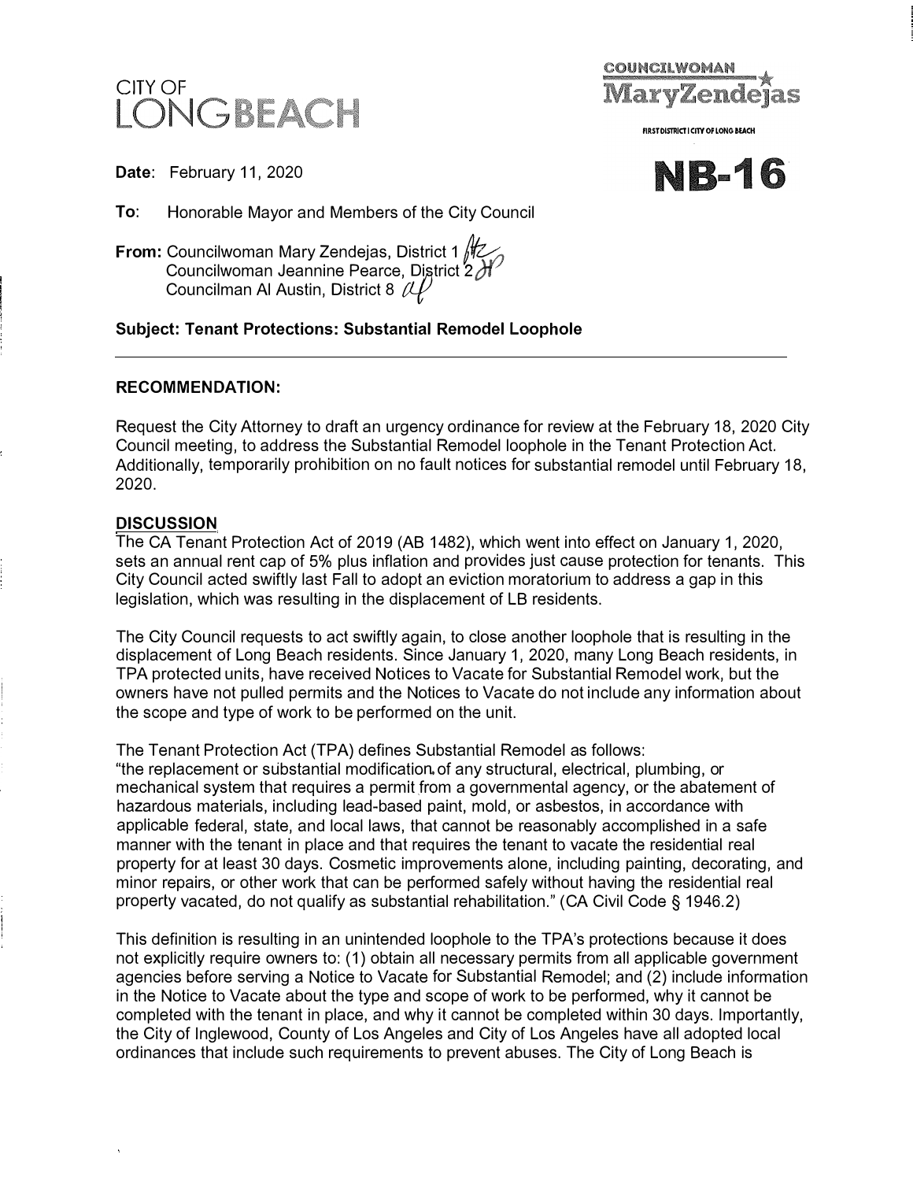CITY OF
LONG BEACH

COUNCILWOMAN
Mary Zendejas
FIRST DISTRICT | CITY OF LONG BEACH

**NB-16**

**Date**: February 11, 2020

**To**: Honorable Mayor and Members of the City Council

**From:** Councilwoman Mary Zendejas, District 1
Councilwoman Jeannine Pearce, District 2
Councilman Al Austin, District 8

**Subject: Tenant Protections: Substantial Remodel Loophole**

---

## RECOMMENDATION:

Request the City Attorney to draft an urgency ordinance for review at the February 18, 2020 City Council meeting, to address the Substantial Remodel loophole in the Tenant Protection Act. Additionally, temporarily prohibition on no fault notices for substantial remodel until February 18, 2020.

## DISCUSSION

The CA Tenant Protection Act of 2019 (AB 1482), which went into effect on January 1, 2020, sets an annual rent cap of 5% plus inflation and provides just cause protection for tenants. This City Council acted swiftly last Fall to adopt an eviction moratorium to address a gap in this legislation, which was resulting in the displacement of LB residents.

The City Council requests to act swiftly again, to close another loophole that is resulting in the displacement of Long Beach residents. Since January 1, 2020, many Long Beach residents, in TPA protected units, have received Notices to Vacate for Substantial Remodel work, but the owners have not pulled permits and the Notices to Vacate do not include any information about the scope and type of work to be performed on the unit.

The Tenant Protection Act (TPA) defines Substantial Remodel as follows:
"the replacement or substantial modification of any structural, electrical, plumbing, or mechanical system that requires a permit from a governmental agency, or the abatement of hazardous materials, including lead-based paint, mold, or asbestos, in accordance with applicable federal, state, and local laws, that cannot be reasonably accomplished in a safe manner with the tenant in place and that requires the tenant to vacate the residential real property for at least 30 days. Cosmetic improvements alone, including painting, decorating, and minor repairs, or other work that can be performed safely without having the residential real property vacated, do not qualify as substantial rehabilitation." (CA Civil Code § 1946.2)

This definition is resulting in an unintended loophole to the TPA's protections because it does not explicitly require owners to: (1) obtain all necessary permits from all applicable government agencies before serving a Notice to Vacate for Substantial Remodel; and (2) include information in the Notice to Vacate about the type and scope of work to be performed, why it cannot be completed with the tenant in place, and why it cannot be completed within 30 days. Importantly, the City of Inglewood, County of Los Angeles and City of Los Angeles have all adopted local ordinances that include such requirements to prevent abuses. The City of Long Beach is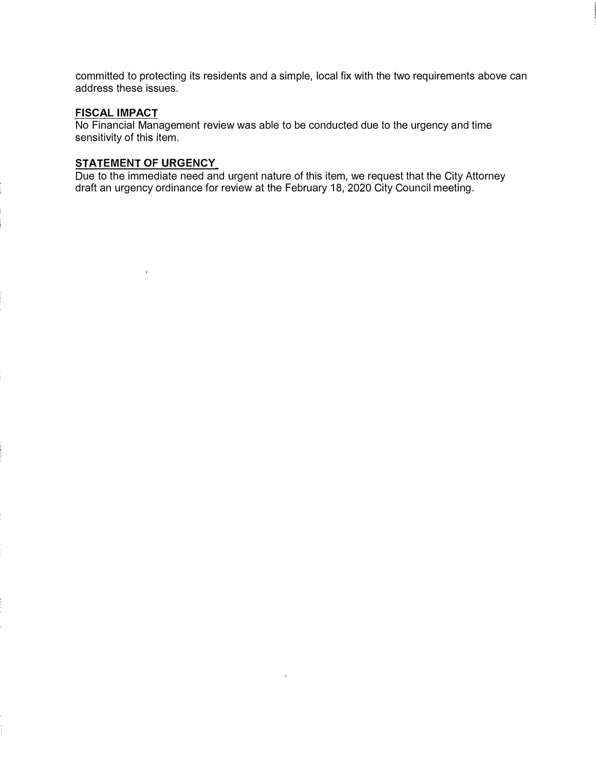committed to protecting its residents and a simple, local fix with the two requirements above can address these issues.

## FISCAL IMPACT

No Financial Management review was able to be conducted due to the urgency and time sensitivity of this item.

## STATEMENT OF URGENCY

Due to the immediate need and urgent nature of this item, we request that the City Attorney draft an urgency ordinance for review at the February 18, 2020 City Council meeting.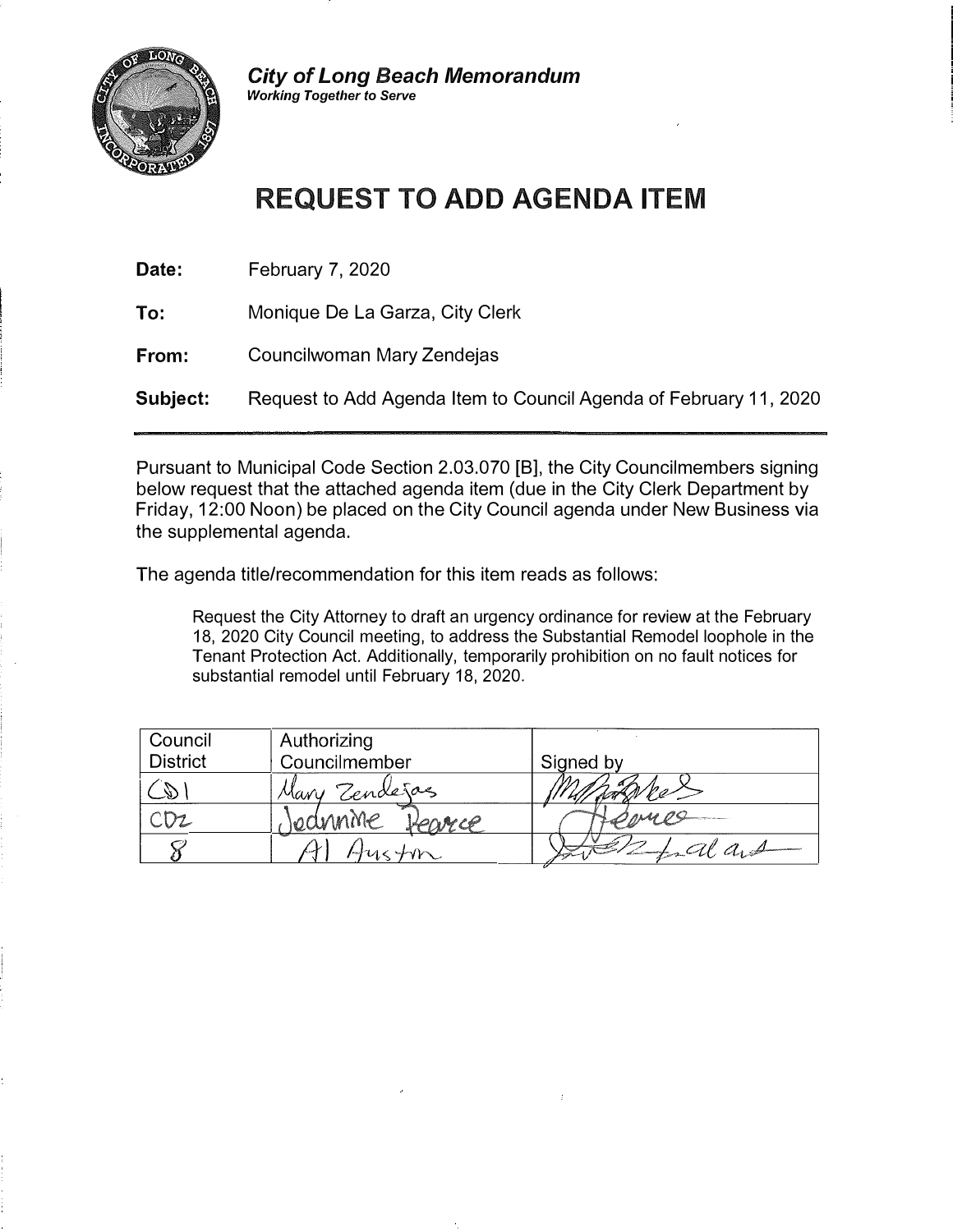***City of Long Beach Memorandum***
***Working Together to Serve***

# REQUEST TO ADD AGENDA ITEM

**Date:** February 7, 2020

**To:** Monique De La Garza, City Clerk

**From:** Councilwoman Mary Zendejas

**Subject:** Request to Add Agenda Item to Council Agenda of February 11, 2020

---

Pursuant to Municipal Code Section 2.03.070 [B], the City Councilmembers signing below request that the attached agenda item (due in the City Clerk Department by Friday, 12:00 Noon) be placed on the City Council agenda under New Business via the supplemental agenda.

The agenda title/recommendation for this item reads as follows:

> Request the City Attorney to draft an urgency ordinance for review at the February 18, 2020 City Council meeting, to address the Substantial Remodel loophole in the Tenant Protection Act. Additionally, temporarily prohibition on no fault notices for substantial remodel until February 18, 2020.

| Council District | Authorizing Councilmember | Signed by |
|---|---|---|
| CD1 | Mary Zendejas | [signature] |
| CD2 | Jeannine Pearce | [signature] |
| 8 | Al Austin | [signature] |